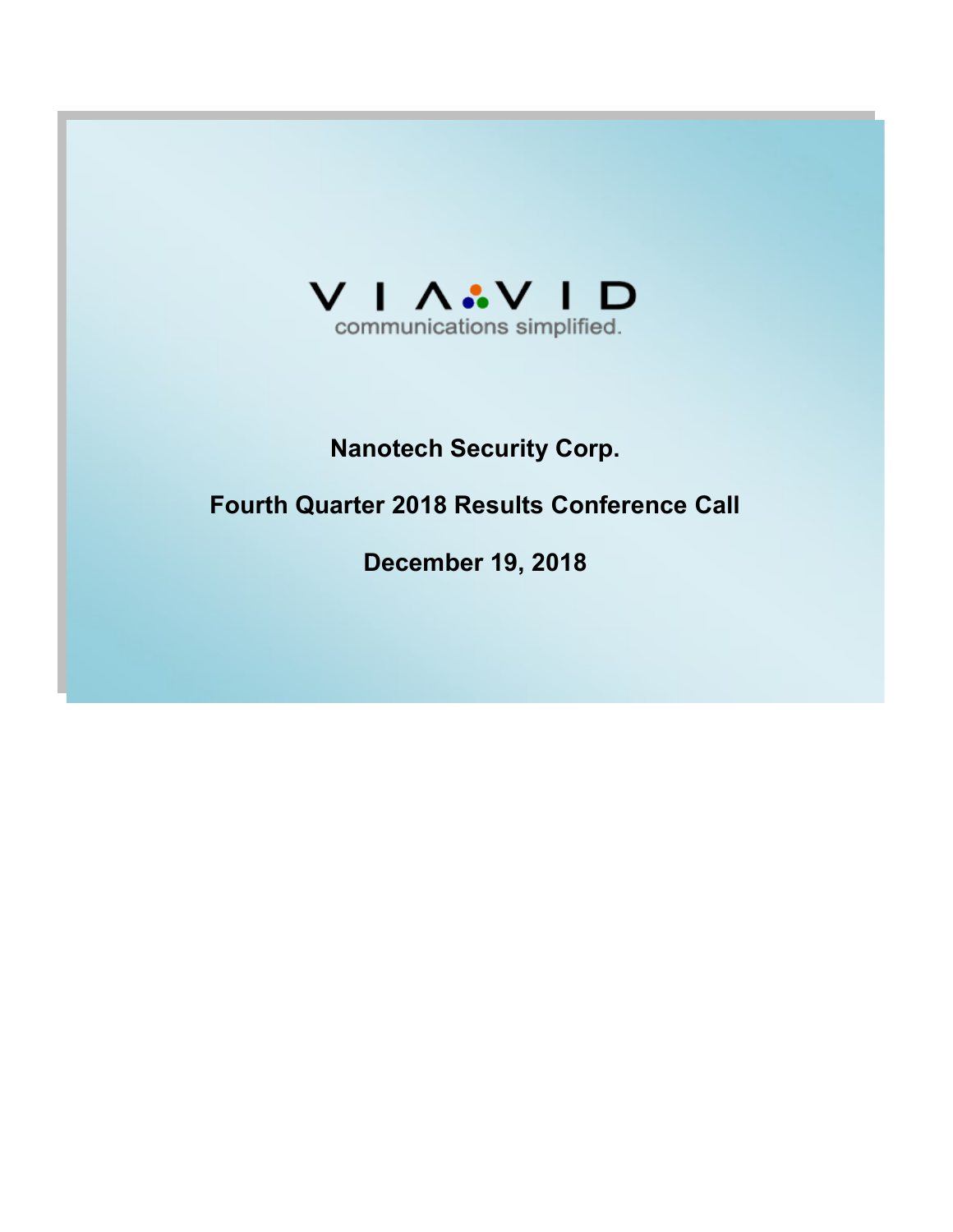VIAVID

communications simplified.

**Nanotech Security Corp.**

**Fourth Quarter 2018 Results Conference Call**

**December 19, 2018**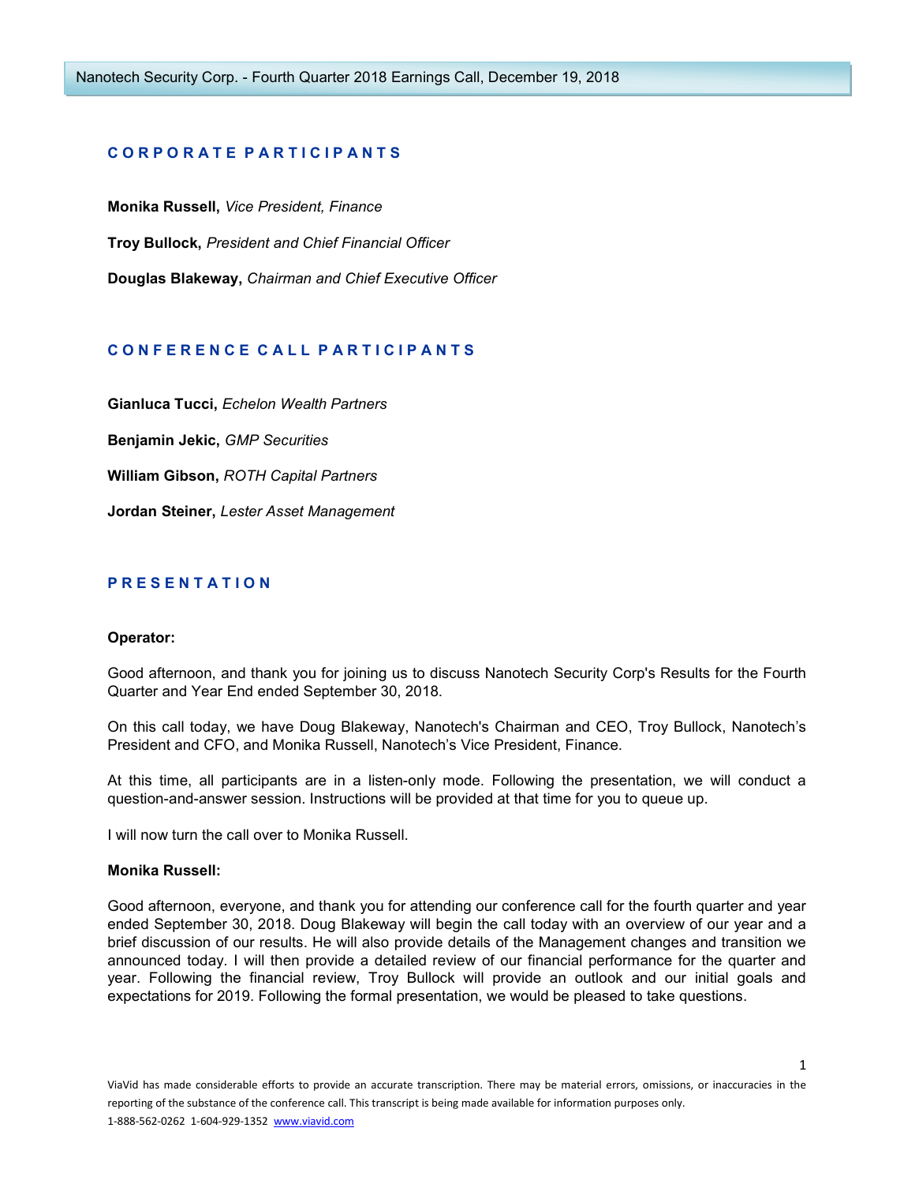## CORPORATE PARTICIPANTS

**Monika Russell,** *Vice President, Finance*

**Troy Bullock,** *President and Chief Financial Officer*

**Douglas Blakeway,** *Chairman and Chief Executive Officer*

## CONFERENCE CALL PARTICIPANTS

**Gianluca Tucci,** *Echelon Wealth Partners*

**Benjamin Jekic,** *GMP Securities*

**William Gibson,** *ROTH Capital Partners*

**Jordan Steiner,** *Lester Asset Management*

## PRESENTATION

**Operator:**

Good afternoon, and thank you for joining us to discuss Nanotech Security Corp's Results for the Fourth Quarter and Year End ended September 30, 2018.

On this call today, we have Doug Blakeway, Nanotech's Chairman and CEO, Troy Bullock, Nanotech's President and CFO, and Monika Russell, Nanotech's Vice President, Finance.

At this time, all participants are in a listen-only mode. Following the presentation, we will conduct a question-and-answer session. Instructions will be provided at that time for you to queue up.

I will now turn the call over to Monika Russell.

**Monika Russell:**

Good afternoon, everyone, and thank you for attending our conference call for the fourth quarter and year ended September 30, 2018. Doug Blakeway will begin the call today with an overview of our year and a brief discussion of our results. He will also provide details of the Management changes and transition we announced today. I will then provide a detailed review of our financial performance for the quarter and year. Following the financial review, Troy Bullock will provide an outlook and our initial goals and expectations for 2019. Following the formal presentation, we would be pleased to take questions.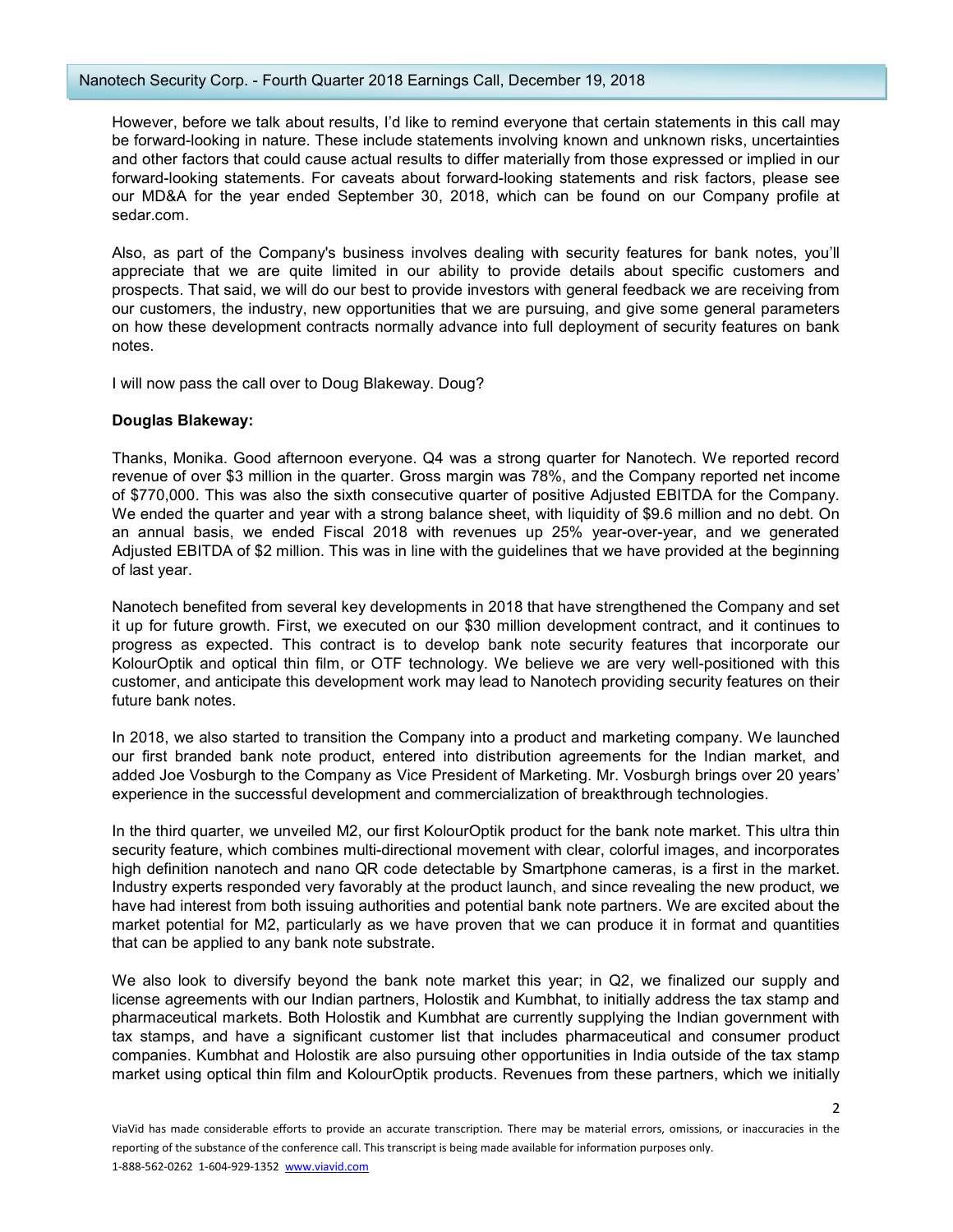However, before we talk about results, I'd like to remind everyone that certain statements in this call may be forward-looking in nature. These include statements involving known and unknown risks, uncertainties and other factors that could cause actual results to differ materially from those expressed or implied in our forward-looking statements. For caveats about forward-looking statements and risk factors, please see our MD&A for the year ended September 30, 2018, which can be found on our Company profile at sedar.com.

Also, as part of the Company's business involves dealing with security features for bank notes, you'll appreciate that we are quite limited in our ability to provide details about specific customers and prospects. That said, we will do our best to provide investors with general feedback we are receiving from our customers, the industry, new opportunities that we are pursuing, and give some general parameters on how these development contracts normally advance into full deployment of security features on bank notes.

I will now pass the call over to Doug Blakeway. Doug?

**Douglas Blakeway:**

Thanks, Monika. Good afternoon everyone. Q4 was a strong quarter for Nanotech. We reported record revenue of over $3 million in the quarter. Gross margin was 78%, and the Company reported net income of $770,000. This was also the sixth consecutive quarter of positive Adjusted EBITDA for the Company. We ended the quarter and year with a strong balance sheet, with liquidity of $9.6 million and no debt. On an annual basis, we ended Fiscal 2018 with revenues up 25% year-over-year, and we generated Adjusted EBITDA of $2 million. This was in line with the guidelines that we have provided at the beginning of last year.

Nanotech benefited from several key developments in 2018 that have strengthened the Company and set it up for future growth. First, we executed on our $30 million development contract, and it continues to progress as expected. This contract is to develop bank note security features that incorporate our KolourOptik and optical thin film, or OTF technology. We believe we are very well-positioned with this customer, and anticipate this development work may lead to Nanotech providing security features on their future bank notes.

In 2018, we also started to transition the Company into a product and marketing company. We launched our first branded bank note product, entered into distribution agreements for the Indian market, and added Joe Vosburgh to the Company as Vice President of Marketing. Mr. Vosburgh brings over 20 years' experience in the successful development and commercialization of breakthrough technologies.

In the third quarter, we unveiled M2, our first KolourOptik product for the bank note market. This ultra thin security feature, which combines multi-directional movement with clear, colorful images, and incorporates high definition nanotech and nano QR code detectable by Smartphone cameras, is a first in the market. Industry experts responded very favorably at the product launch, and since revealing the new product, we have had interest from both issuing authorities and potential bank note partners. We are excited about the market potential for M2, particularly as we have proven that we can produce it in format and quantities that can be applied to any bank note substrate.

We also look to diversify beyond the bank note market this year; in Q2, we finalized our supply and license agreements with our Indian partners, Holostik and Kumbhat, to initially address the tax stamp and pharmaceutical markets. Both Holostik and Kumbhat are currently supplying the Indian government with tax stamps, and have a significant customer list that includes pharmaceutical and consumer product companies. Kumbhat and Holostik are also pursuing other opportunities in India outside of the tax stamp market using optical thin film and KolourOptik products. Revenues from these partners, which we initially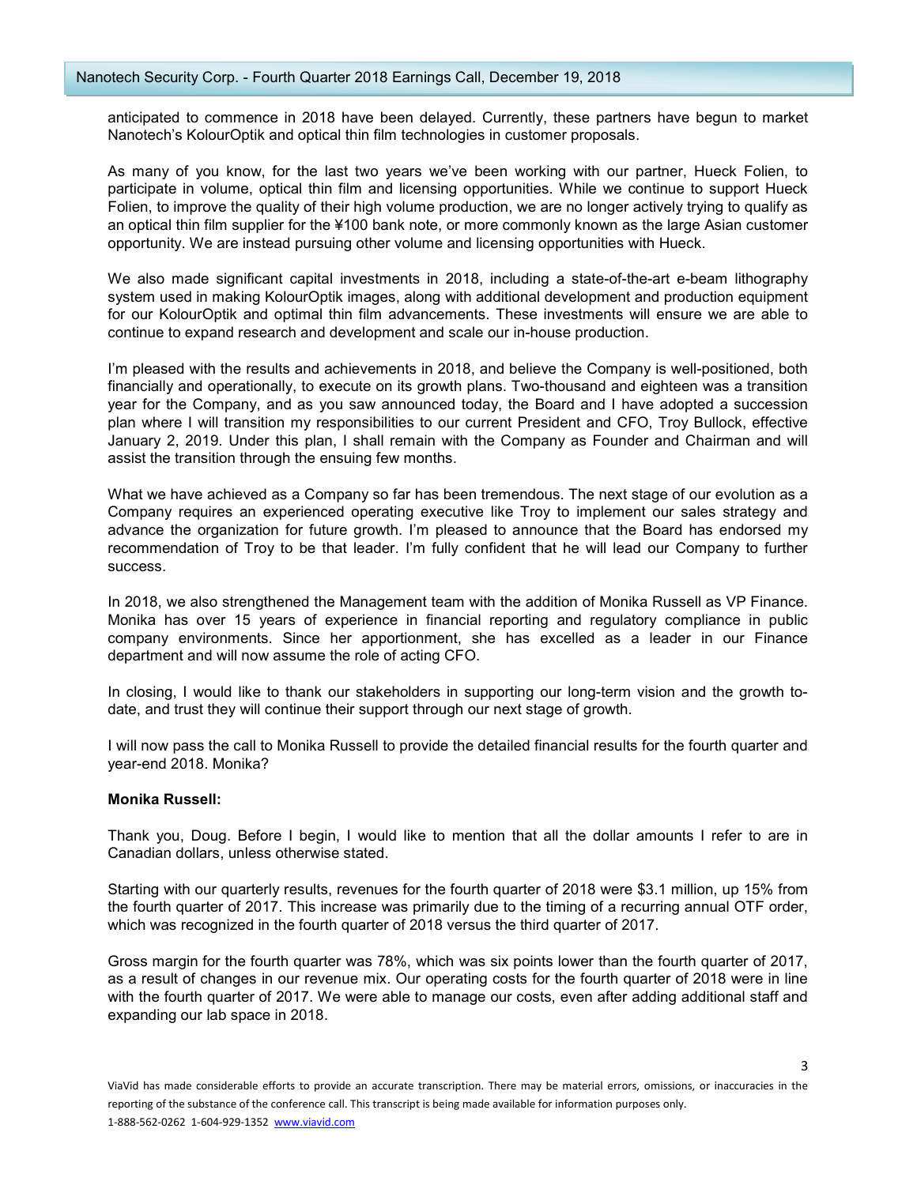anticipated to commence in 2018 have been delayed. Currently, these partners have begun to market Nanotech's KolourOptik and optical thin film technologies in customer proposals.

As many of you know, for the last two years we've been working with our partner, Hueck Folien, to participate in volume, optical thin film and licensing opportunities. While we continue to support Hueck Folien, to improve the quality of their high volume production, we are no longer actively trying to qualify as an optical thin film supplier for the ¥100 bank note, or more commonly known as the large Asian customer opportunity. We are instead pursuing other volume and licensing opportunities with Hueck.

We also made significant capital investments in 2018, including a state-of-the-art e-beam lithography system used in making KolourOptik images, along with additional development and production equipment for our KolourOptik and optimal thin film advancements. These investments will ensure we are able to continue to expand research and development and scale our in-house production.

I'm pleased with the results and achievements in 2018, and believe the Company is well-positioned, both financially and operationally, to execute on its growth plans. Two-thousand and eighteen was a transition year for the Company, and as you saw announced today, the Board and I have adopted a succession plan where I will transition my responsibilities to our current President and CFO, Troy Bullock, effective January 2, 2019. Under this plan, I shall remain with the Company as Founder and Chairman and will assist the transition through the ensuing few months.

What we have achieved as a Company so far has been tremendous. The next stage of our evolution as a Company requires an experienced operating executive like Troy to implement our sales strategy and advance the organization for future growth. I'm pleased to announce that the Board has endorsed my recommendation of Troy to be that leader. I'm fully confident that he will lead our Company to further success.

In 2018, we also strengthened the Management team with the addition of Monika Russell as VP Finance. Monika has over 15 years of experience in financial reporting and regulatory compliance in public company environments. Since her apportionment, she has excelled as a leader in our Finance department and will now assume the role of acting CFO.

In closing, I would like to thank our stakeholders in supporting our long-term vision and the growth to-date, and trust they will continue their support through our next stage of growth.

I will now pass the call to Monika Russell to provide the detailed financial results for the fourth quarter and year-end 2018. Monika?

**Monika Russell:**

Thank you, Doug. Before I begin, I would like to mention that all the dollar amounts I refer to are in Canadian dollars, unless otherwise stated.

Starting with our quarterly results, revenues for the fourth quarter of 2018 were $3.1 million, up 15% from the fourth quarter of 2017. This increase was primarily due to the timing of a recurring annual OTF order, which was recognized in the fourth quarter of 2018 versus the third quarter of 2017.

Gross margin for the fourth quarter was 78%, which was six points lower than the fourth quarter of 2017, as a result of changes in our revenue mix. Our operating costs for the fourth quarter of 2018 were in line with the fourth quarter of 2017. We were able to manage our costs, even after adding additional staff and expanding our lab space in 2018.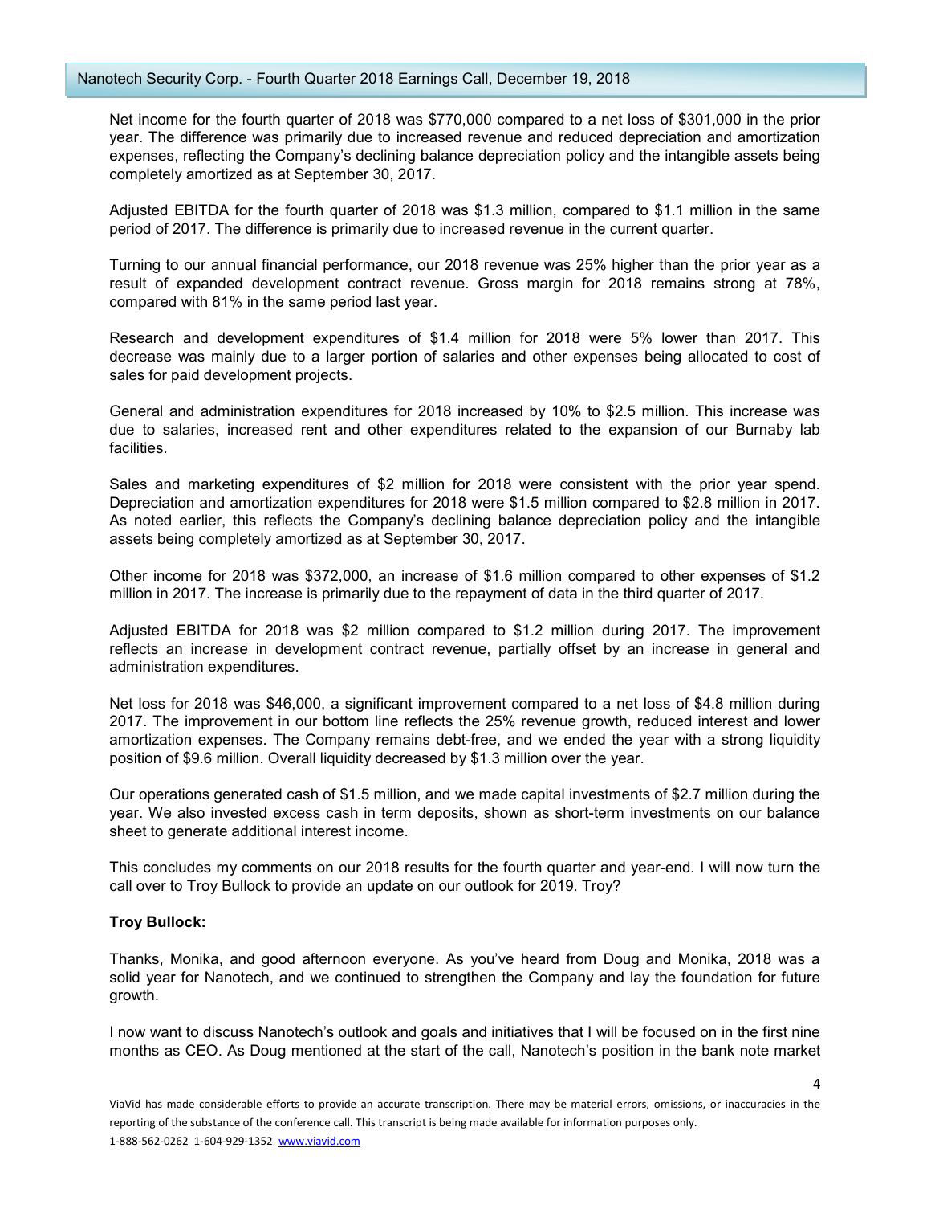Net income for the fourth quarter of 2018 was $770,000 compared to a net loss of $301,000 in the prior year. The difference was primarily due to increased revenue and reduced depreciation and amortization expenses, reflecting the Company's declining balance depreciation policy and the intangible assets being completely amortized as at September 30, 2017.

Adjusted EBITDA for the fourth quarter of 2018 was $1.3 million, compared to $1.1 million in the same period of 2017. The difference is primarily due to increased revenue in the current quarter.

Turning to our annual financial performance, our 2018 revenue was 25% higher than the prior year as a result of expanded development contract revenue. Gross margin for 2018 remains strong at 78%, compared with 81% in the same period last year.

Research and development expenditures of $1.4 million for 2018 were 5% lower than 2017. This decrease was mainly due to a larger portion of salaries and other expenses being allocated to cost of sales for paid development projects.

General and administration expenditures for 2018 increased by 10% to $2.5 million. This increase was due to salaries, increased rent and other expenditures related to the expansion of our Burnaby lab facilities.

Sales and marketing expenditures of $2 million for 2018 were consistent with the prior year spend. Depreciation and amortization expenditures for 2018 were $1.5 million compared to $2.8 million in 2017. As noted earlier, this reflects the Company's declining balance depreciation policy and the intangible assets being completely amortized as at September 30, 2017.

Other income for 2018 was $372,000, an increase of $1.6 million compared to other expenses of $1.2 million in 2017. The increase is primarily due to the repayment of data in the third quarter of 2017.

Adjusted EBITDA for 2018 was $2 million compared to $1.2 million during 2017. The improvement reflects an increase in development contract revenue, partially offset by an increase in general and administration expenditures.

Net loss for 2018 was $46,000, a significant improvement compared to a net loss of $4.8 million during 2017. The improvement in our bottom line reflects the 25% revenue growth, reduced interest and lower amortization expenses. The Company remains debt-free, and we ended the year with a strong liquidity position of $9.6 million. Overall liquidity decreased by $1.3 million over the year.

Our operations generated cash of $1.5 million, and we made capital investments of $2.7 million during the year. We also invested excess cash in term deposits, shown as short-term investments on our balance sheet to generate additional interest income.

This concludes my comments on our 2018 results for the fourth quarter and year-end. I will now turn the call over to Troy Bullock to provide an update on our outlook for 2019. Troy?

**Troy Bullock:**

Thanks, Monika, and good afternoon everyone. As you've heard from Doug and Monika, 2018 was a solid year for Nanotech, and we continued to strengthen the Company and lay the foundation for future growth.

I now want to discuss Nanotech's outlook and goals and initiatives that I will be focused on in the first nine months as CEO. As Doug mentioned at the start of the call, Nanotech's position in the bank note market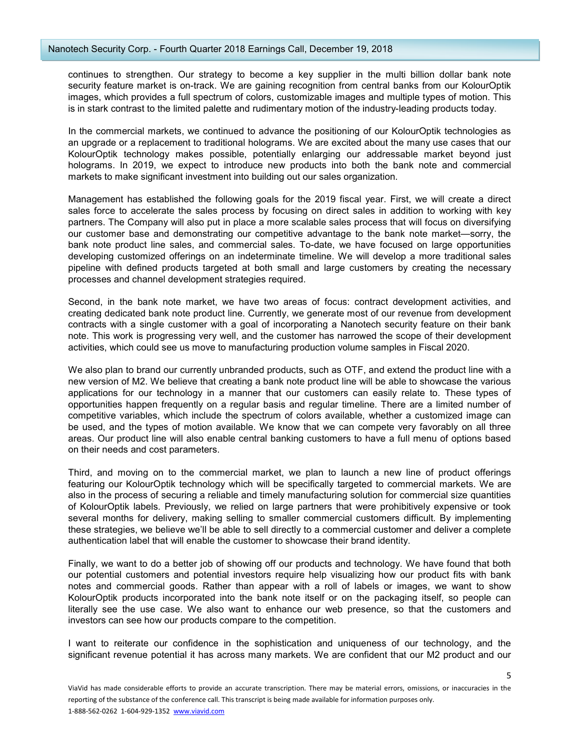continues to strengthen. Our strategy to become a key supplier in the multi billion dollar bank note security feature market is on-track. We are gaining recognition from central banks from our KolourOptik images, which provides a full spectrum of colors, customizable images and multiple types of motion. This is in stark contrast to the limited palette and rudimentary motion of the industry-leading products today.

In the commercial markets, we continued to advance the positioning of our KolourOptik technologies as an upgrade or a replacement to traditional holograms. We are excited about the many use cases that our KolourOptik technology makes possible, potentially enlarging our addressable market beyond just holograms. In 2019, we expect to introduce new products into both the bank note and commercial markets to make significant investment into building out our sales organization.

Management has established the following goals for the 2019 fiscal year. First, we will create a direct sales force to accelerate the sales process by focusing on direct sales in addition to working with key partners. The Company will also put in place a more scalable sales process that will focus on diversifying our customer base and demonstrating our competitive advantage to the bank note market—sorry, the bank note product line sales, and commercial sales. To-date, we have focused on large opportunities developing customized offerings on an indeterminate timeline. We will develop a more traditional sales pipeline with defined products targeted at both small and large customers by creating the necessary processes and channel development strategies required.

Second, in the bank note market, we have two areas of focus: contract development activities, and creating dedicated bank note product line. Currently, we generate most of our revenue from development contracts with a single customer with a goal of incorporating a Nanotech security feature on their bank note. This work is progressing very well, and the customer has narrowed the scope of their development activities, which could see us move to manufacturing production volume samples in Fiscal 2020.

We also plan to brand our currently unbranded products, such as OTF, and extend the product line with a new version of M2. We believe that creating a bank note product line will be able to showcase the various applications for our technology in a manner that our customers can easily relate to. These types of opportunities happen frequently on a regular basis and regular timeline. There are a limited number of competitive variables, which include the spectrum of colors available, whether a customized image can be used, and the types of motion available. We know that we can compete very favorably on all three areas. Our product line will also enable central banking customers to have a full menu of options based on their needs and cost parameters.

Third, and moving on to the commercial market, we plan to launch a new line of product offerings featuring our KolourOptik technology which will be specifically targeted to commercial markets. We are also in the process of securing a reliable and timely manufacturing solution for commercial size quantities of KolourOptik labels. Previously, we relied on large partners that were prohibitively expensive or took several months for delivery, making selling to smaller commercial customers difficult. By implementing these strategies, we believe we'll be able to sell directly to a commercial customer and deliver a complete authentication label that will enable the customer to showcase their brand identity.

Finally, we want to do a better job of showing off our products and technology. We have found that both our potential customers and potential investors require help visualizing how our product fits with bank notes and commercial goods. Rather than appear with a roll of labels or images, we want to show KolourOptik products incorporated into the bank note itself or on the packaging itself, so people can literally see the use case. We also want to enhance our web presence, so that the customers and investors can see how our products compare to the competition.

I want to reiterate our confidence in the sophistication and uniqueness of our technology, and the significant revenue potential it has across many markets. We are confident that our M2 product and our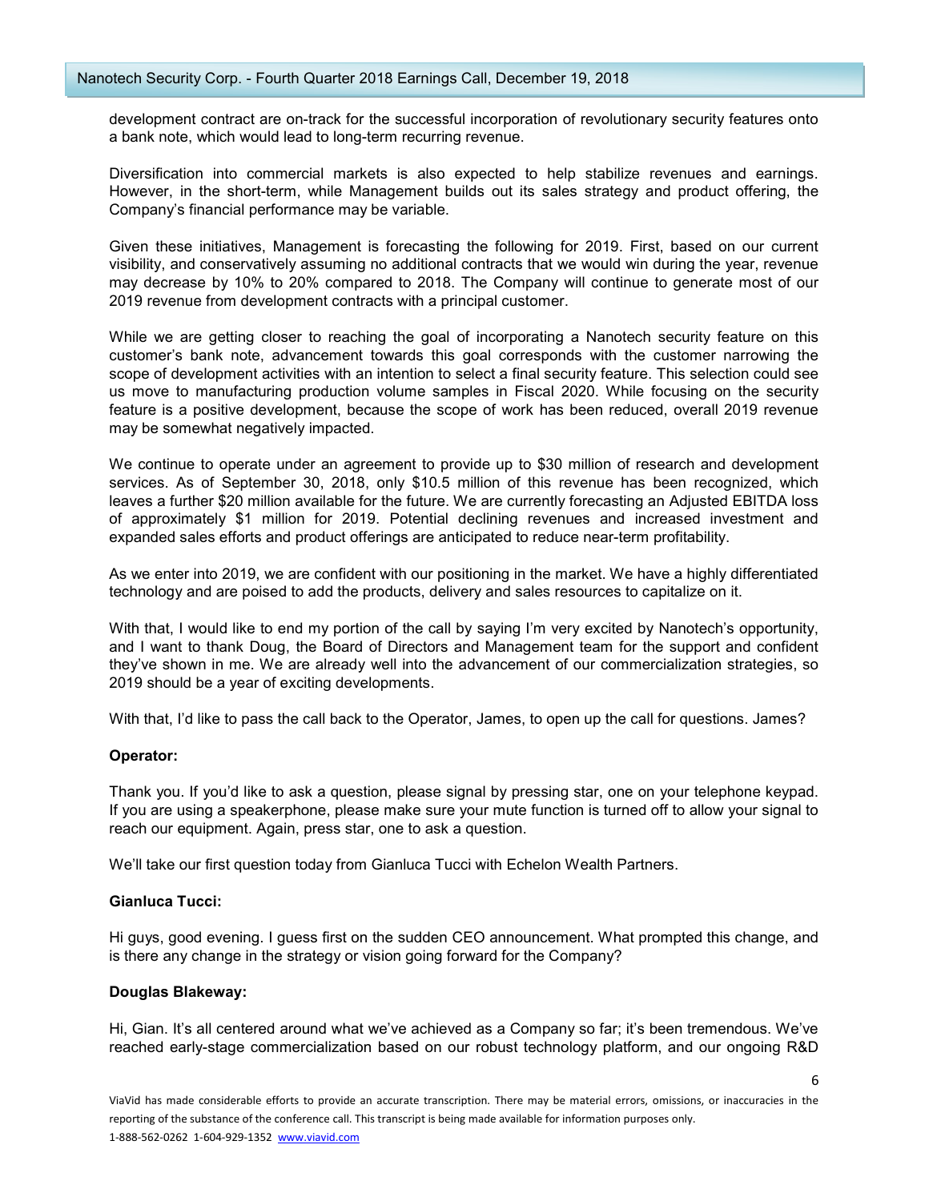development contract are on-track for the successful incorporation of revolutionary security features onto a bank note, which would lead to long-term recurring revenue.

Diversification into commercial markets is also expected to help stabilize revenues and earnings. However, in the short-term, while Management builds out its sales strategy and product offering, the Company's financial performance may be variable.

Given these initiatives, Management is forecasting the following for 2019. First, based on our current visibility, and conservatively assuming no additional contracts that we would win during the year, revenue may decrease by 10% to 20% compared to 2018. The Company will continue to generate most of our 2019 revenue from development contracts with a principal customer.

While we are getting closer to reaching the goal of incorporating a Nanotech security feature on this customer's bank note, advancement towards this goal corresponds with the customer narrowing the scope of development activities with an intention to select a final security feature. This selection could see us move to manufacturing production volume samples in Fiscal 2020. While focusing on the security feature is a positive development, because the scope of work has been reduced, overall 2019 revenue may be somewhat negatively impacted.

We continue to operate under an agreement to provide up to $30 million of research and development services. As of September 30, 2018, only $10.5 million of this revenue has been recognized, which leaves a further $20 million available for the future. We are currently forecasting an Adjusted EBITDA loss of approximately $1 million for 2019. Potential declining revenues and increased investment and expanded sales efforts and product offerings are anticipated to reduce near-term profitability.

As we enter into 2019, we are confident with our positioning in the market. We have a highly differentiated technology and are poised to add the products, delivery and sales resources to capitalize on it.

With that, I would like to end my portion of the call by saying I'm very excited by Nanotech's opportunity, and I want to thank Doug, the Board of Directors and Management team for the support and confident they've shown in me. We are already well into the advancement of our commercialization strategies, so 2019 should be a year of exciting developments.

With that, I'd like to pass the call back to the Operator, James, to open up the call for questions. James?

**Operator:**

Thank you. If you'd like to ask a question, please signal by pressing star, one on your telephone keypad. If you are using a speakerphone, please make sure your mute function is turned off to allow your signal to reach our equipment. Again, press star, one to ask a question.

We'll take our first question today from Gianluca Tucci with Echelon Wealth Partners.

**Gianluca Tucci:**

Hi guys, good evening. I guess first on the sudden CEO announcement. What prompted this change, and is there any change in the strategy or vision going forward for the Company?

**Douglas Blakeway:**

Hi, Gian. It's all centered around what we've achieved as a Company so far; it's been tremendous. We've reached early-stage commercialization based on our robust technology platform, and our ongoing R&D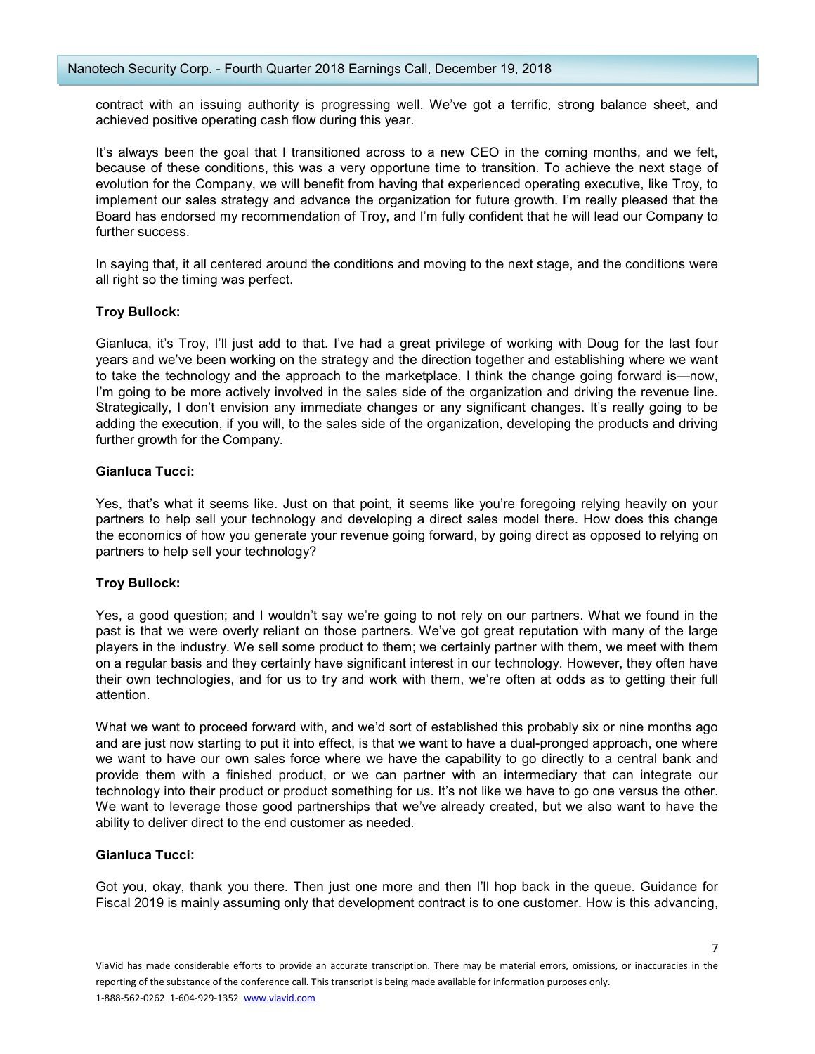contract with an issuing authority is progressing well. We've got a terrific, strong balance sheet, and achieved positive operating cash flow during this year.

It's always been the goal that I transitioned across to a new CEO in the coming months, and we felt, because of these conditions, this was a very opportune time to transition. To achieve the next stage of evolution for the Company, we will benefit from having that experienced operating executive, like Troy, to implement our sales strategy and advance the organization for future growth. I'm really pleased that the Board has endorsed my recommendation of Troy, and I'm fully confident that he will lead our Company to further success.

In saying that, it all centered around the conditions and moving to the next stage, and the conditions were all right so the timing was perfect.

**Troy Bullock:**

Gianluca, it's Troy, I'll just add to that. I've had a great privilege of working with Doug for the last four years and we've been working on the strategy and the direction together and establishing where we want to take the technology and the approach to the marketplace. I think the change going forward is—now, I'm going to be more actively involved in the sales side of the organization and driving the revenue line. Strategically, I don't envision any immediate changes or any significant changes. It's really going to be adding the execution, if you will, to the sales side of the organization, developing the products and driving further growth for the Company.

**Gianluca Tucci:**

Yes, that's what it seems like. Just on that point, it seems like you're foregoing relying heavily on your partners to help sell your technology and developing a direct sales model there. How does this change the economics of how you generate your revenue going forward, by going direct as opposed to relying on partners to help sell your technology?

**Troy Bullock:**

Yes, a good question; and I wouldn't say we're going to not rely on our partners. What we found in the past is that we were overly reliant on those partners. We've got great reputation with many of the large players in the industry. We sell some product to them; we certainly partner with them, we meet with them on a regular basis and they certainly have significant interest in our technology. However, they often have their own technologies, and for us to try and work with them, we're often at odds as to getting their full attention.

What we want to proceed forward with, and we'd sort of established this probably six or nine months ago and are just now starting to put it into effect, is that we want to have a dual-pronged approach, one where we want to have our own sales force where we have the capability to go directly to a central bank and provide them with a finished product, or we can partner with an intermediary that can integrate our technology into their product or product something for us. It's not like we have to go one versus the other. We want to leverage those good partnerships that we've already created, but we also want to have the ability to deliver direct to the end customer as needed.

**Gianluca Tucci:**

Got you, okay, thank you there. Then just one more and then I'll hop back in the queue. Guidance for Fiscal 2019 is mainly assuming only that development contract is to one customer. How is this advancing,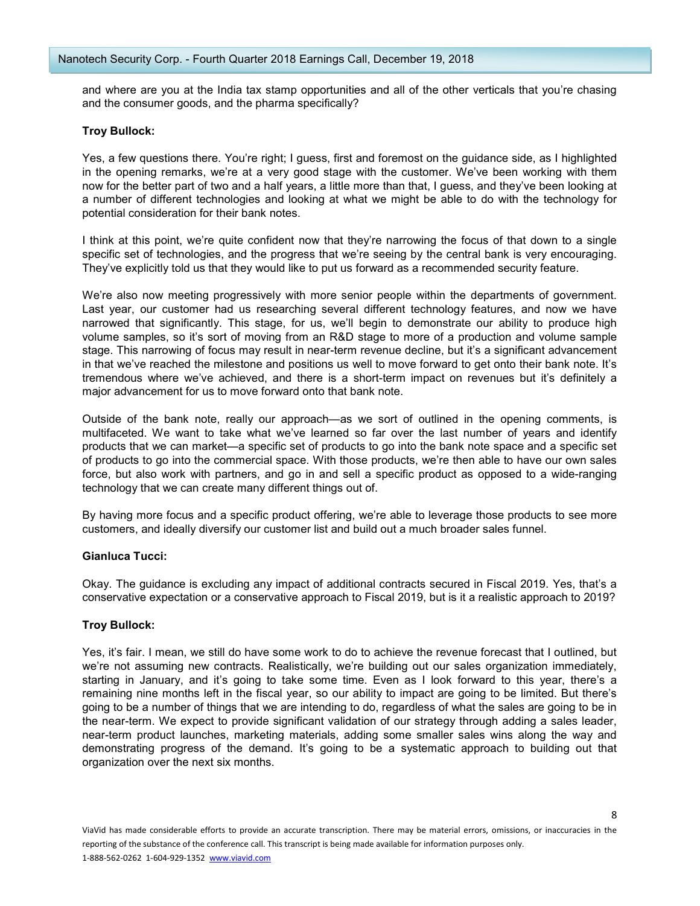and where are you at the India tax stamp opportunities and all of the other verticals that you're chasing and the consumer goods, and the pharma specifically?

**Troy Bullock:**

Yes, a few questions there. You're right; I guess, first and foremost on the guidance side, as I highlighted in the opening remarks, we're at a very good stage with the customer. We've been working with them now for the better part of two and a half years, a little more than that, I guess, and they've been looking at a number of different technologies and looking at what we might be able to do with the technology for potential consideration for their bank notes.

I think at this point, we're quite confident now that they're narrowing the focus of that down to a single specific set of technologies, and the progress that we're seeing by the central bank is very encouraging. They've explicitly told us that they would like to put us forward as a recommended security feature.

We're also now meeting progressively with more senior people within the departments of government. Last year, our customer had us researching several different technology features, and now we have narrowed that significantly. This stage, for us, we'll begin to demonstrate our ability to produce high volume samples, so it's sort of moving from an R&D stage to more of a production and volume sample stage. This narrowing of focus may result in near-term revenue decline, but it's a significant advancement in that we've reached the milestone and positions us well to move forward to get onto their bank note. It's tremendous where we've achieved, and there is a short-term impact on revenues but it's definitely a major advancement for us to move forward onto that bank note.

Outside of the bank note, really our approach—as we sort of outlined in the opening comments, is multifaceted. We want to take what we've learned so far over the last number of years and identify products that we can market—a specific set of products to go into the bank note space and a specific set of products to go into the commercial space. With those products, we're then able to have our own sales force, but also work with partners, and go in and sell a specific product as opposed to a wide-ranging technology that we can create many different things out of.

By having more focus and a specific product offering, we're able to leverage those products to see more customers, and ideally diversify our customer list and build out a much broader sales funnel.

**Gianluca Tucci:**

Okay. The guidance is excluding any impact of additional contracts secured in Fiscal 2019. Yes, that's a conservative expectation or a conservative approach to Fiscal 2019, but is it a realistic approach to 2019?

**Troy Bullock:**

Yes, it's fair. I mean, we still do have some work to do to achieve the revenue forecast that I outlined, but we're not assuming new contracts. Realistically, we're building out our sales organization immediately, starting in January, and it's going to take some time. Even as I look forward to this year, there's a remaining nine months left in the fiscal year, so our ability to impact are going to be limited. But there's going to be a number of things that we are intending to do, regardless of what the sales are going to be in the near-term. We expect to provide significant validation of our strategy through adding a sales leader, near-term product launches, marketing materials, adding some smaller sales wins along the way and demonstrating progress of the demand. It's going to be a systematic approach to building out that organization over the next six months.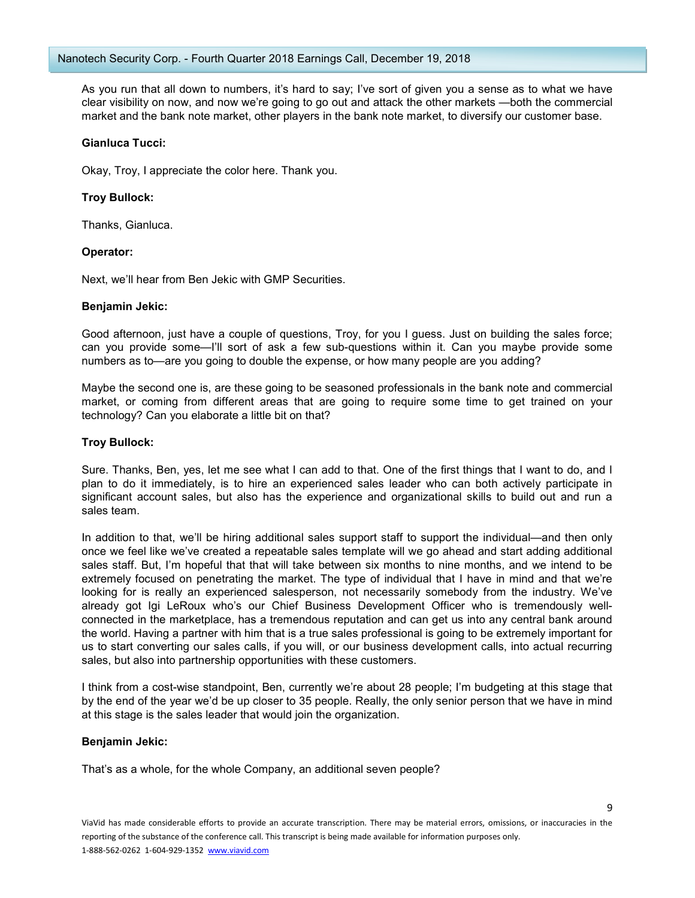As you run that all down to numbers, it's hard to say; I've sort of given you a sense as to what we have clear visibility on now, and now we're going to go out and attack the other markets —both the commercial market and the bank note market, other players in the bank note market, to diversify our customer base.

**Gianluca Tucci:**

Okay, Troy, I appreciate the color here. Thank you.

**Troy Bullock:**

Thanks, Gianluca.

**Operator:**

Next, we'll hear from Ben Jekic with GMP Securities.

**Benjamin Jekic:**

Good afternoon, just have a couple of questions, Troy, for you I guess. Just on building the sales force; can you provide some—I'll sort of ask a few sub-questions within it. Can you maybe provide some numbers as to—are you going to double the expense, or how many people are you adding?

Maybe the second one is, are these going to be seasoned professionals in the bank note and commercial market, or coming from different areas that are going to require some time to get trained on your technology? Can you elaborate a little bit on that?

**Troy Bullock:**

Sure. Thanks, Ben, yes, let me see what I can add to that. One of the first things that I want to do, and I plan to do it immediately, is to hire an experienced sales leader who can both actively participate in significant account sales, but also has the experience and organizational skills to build out and run a sales team.

In addition to that, we'll be hiring additional sales support staff to support the individual—and then only once we feel like we've created a repeatable sales template will we go ahead and start adding additional sales staff. But, I'm hopeful that that will take between six months to nine months, and we intend to be extremely focused on penetrating the market. The type of individual that I have in mind and that we're looking for is really an experienced salesperson, not necessarily somebody from the industry. We've already got Igi LeRoux who's our Chief Business Development Officer who is tremendously well-connected in the marketplace, has a tremendous reputation and can get us into any central bank around the world. Having a partner with him that is a true sales professional is going to be extremely important for us to start converting our sales calls, if you will, or our business development calls, into actual recurring sales, but also into partnership opportunities with these customers.

I think from a cost-wise standpoint, Ben, currently we're about 28 people; I'm budgeting at this stage that by the end of the year we'd be up closer to 35 people. Really, the only senior person that we have in mind at this stage is the sales leader that would join the organization.

**Benjamin Jekic:**

That's as a whole, for the whole Company, an additional seven people?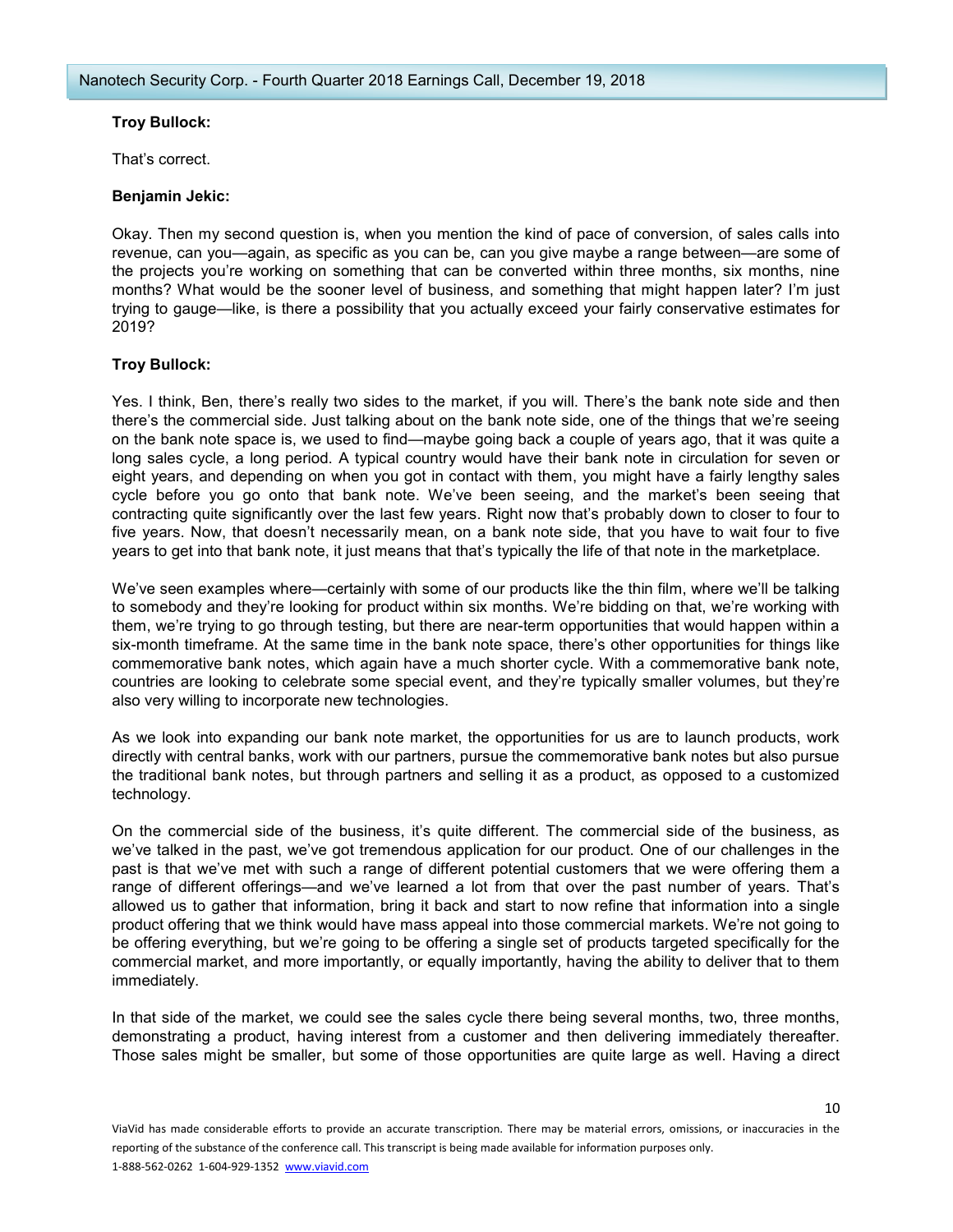**Troy Bullock:**

That's correct.

**Benjamin Jekic:**

Okay. Then my second question is, when you mention the kind of pace of conversion, of sales calls into revenue, can you—again, as specific as you can be, can you give maybe a range between—are some of the projects you're working on something that can be converted within three months, six months, nine months? What would be the sooner level of business, and something that might happen later? I'm just trying to gauge—like, is there a possibility that you actually exceed your fairly conservative estimates for 2019?

**Troy Bullock:**

Yes. I think, Ben, there's really two sides to the market, if you will. There's the bank note side and then there's the commercial side. Just talking about on the bank note side, one of the things that we're seeing on the bank note space is, we used to find—maybe going back a couple of years ago, that it was quite a long sales cycle, a long period. A typical country would have their bank note in circulation for seven or eight years, and depending on when you got in contact with them, you might have a fairly lengthy sales cycle before you go onto that bank note. We've been seeing, and the market's been seeing that contracting quite significantly over the last few years. Right now that's probably down to closer to four to five years. Now, that doesn't necessarily mean, on a bank note side, that you have to wait four to five years to get into that bank note, it just means that that's typically the life of that note in the marketplace.

We've seen examples where—certainly with some of our products like the thin film, where we'll be talking to somebody and they're looking for product within six months. We're bidding on that, we're working with them, we're trying to go through testing, but there are near-term opportunities that would happen within a six-month timeframe. At the same time in the bank note space, there's other opportunities for things like commemorative bank notes, which again have a much shorter cycle. With a commemorative bank note, countries are looking to celebrate some special event, and they're typically smaller volumes, but they're also very willing to incorporate new technologies.

As we look into expanding our bank note market, the opportunities for us are to launch products, work directly with central banks, work with our partners, pursue the commemorative bank notes but also pursue the traditional bank notes, but through partners and selling it as a product, as opposed to a customized technology.

On the commercial side of the business, it's quite different. The commercial side of the business, as we've talked in the past, we've got tremendous application for our product. One of our challenges in the past is that we've met with such a range of different potential customers that we were offering them a range of different offerings—and we've learned a lot from that over the past number of years. That's allowed us to gather that information, bring it back and start to now refine that information into a single product offering that we think would have mass appeal into those commercial markets. We're not going to be offering everything, but we're going to be offering a single set of products targeted specifically for the commercial market, and more importantly, or equally importantly, having the ability to deliver that to them immediately.

In that side of the market, we could see the sales cycle there being several months, two, three months, demonstrating a product, having interest from a customer and then delivering immediately thereafter. Those sales might be smaller, but some of those opportunities are quite large as well. Having a direct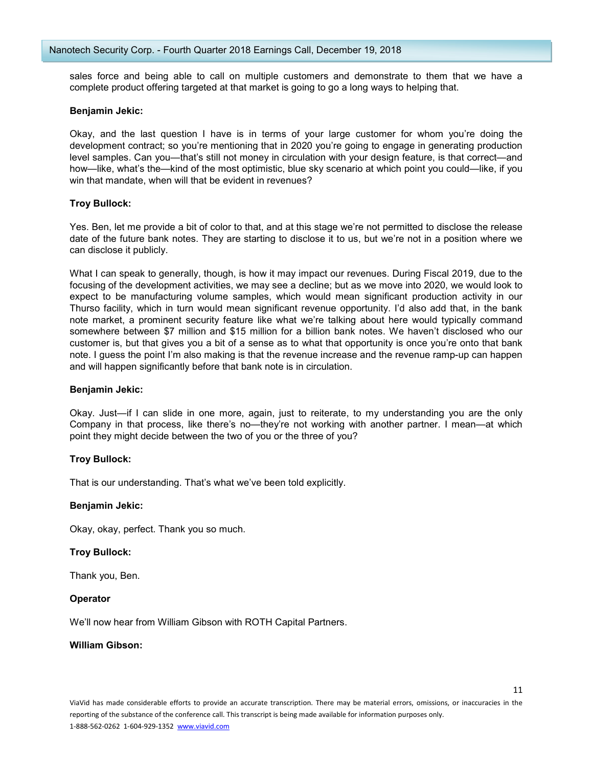sales force and being able to call on multiple customers and demonstrate to them that we have a complete product offering targeted at that market is going to go a long ways to helping that.

**Benjamin Jekic:**

Okay, and the last question I have is in terms of your large customer for whom you're doing the development contract; so you're mentioning that in 2020 you're going to engage in generating production level samples. Can you—that's still not money in circulation with your design feature, is that correct—and how—like, what's the—kind of the most optimistic, blue sky scenario at which point you could—like, if you win that mandate, when will that be evident in revenues?

**Troy Bullock:**

Yes. Ben, let me provide a bit of color to that, and at this stage we're not permitted to disclose the release date of the future bank notes. They are starting to disclose it to us, but we're not in a position where we can disclose it publicly.

What I can speak to generally, though, is how it may impact our revenues. During Fiscal 2019, due to the focusing of the development activities, we may see a decline; but as we move into 2020, we would look to expect to be manufacturing volume samples, which would mean significant production activity in our Thurso facility, which in turn would mean significant revenue opportunity. I'd also add that, in the bank note market, a prominent security feature like what we're talking about here would typically command somewhere between $7 million and $15 million for a billion bank notes. We haven't disclosed who our customer is, but that gives you a bit of a sense as to what that opportunity is once you're onto that bank note. I guess the point I'm also making is that the revenue increase and the revenue ramp-up can happen and will happen significantly before that bank note is in circulation.

**Benjamin Jekic:**

Okay. Just—if I can slide in one more, again, just to reiterate, to my understanding you are the only Company in that process, like there's no—they're not working with another partner. I mean—at which point they might decide between the two of you or the three of you?

**Troy Bullock:**

That is our understanding. That's what we've been told explicitly.

**Benjamin Jekic:**

Okay, okay, perfect. Thank you so much.

**Troy Bullock:**

Thank you, Ben.

**Operator**

We'll now hear from William Gibson with ROTH Capital Partners.

**William Gibson:**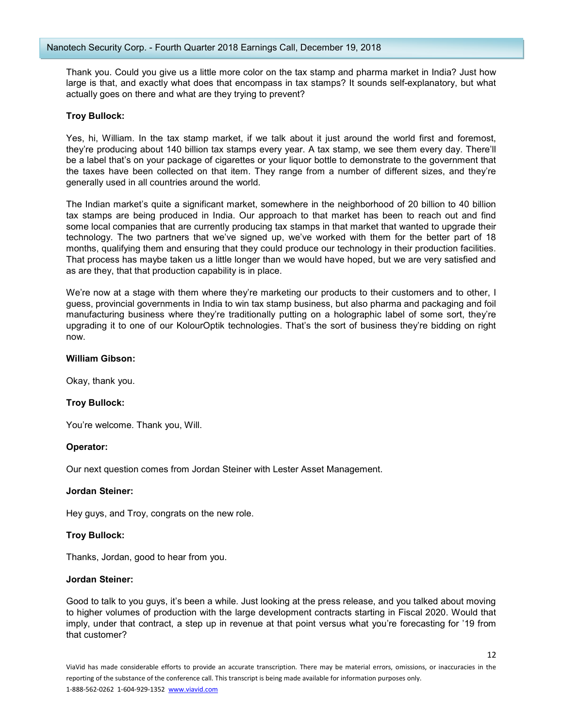Thank you. Could you give us a little more color on the tax stamp and pharma market in India? Just how large is that, and exactly what does that encompass in tax stamps? It sounds self-explanatory, but what actually goes on there and what are they trying to prevent?

**Troy Bullock:**

Yes, hi, William. In the tax stamp market, if we talk about it just around the world first and foremost, they're producing about 140 billion tax stamps every year. A tax stamp, we see them every day. There'll be a label that's on your package of cigarettes or your liquor bottle to demonstrate to the government that the taxes have been collected on that item. They range from a number of different sizes, and they're generally used in all countries around the world.

The Indian market's quite a significant market, somewhere in the neighborhood of 20 billion to 40 billion tax stamps are being produced in India. Our approach to that market has been to reach out and find some local companies that are currently producing tax stamps in that market that wanted to upgrade their technology. The two partners that we've signed up, we've worked with them for the better part of 18 months, qualifying them and ensuring that they could produce our technology in their production facilities. That process has maybe taken us a little longer than we would have hoped, but we are very satisfied and as are they, that that production capability is in place.

We're now at a stage with them where they're marketing our products to their customers and to other, I guess, provincial governments in India to win tax stamp business, but also pharma and packaging and foil manufacturing business where they're traditionally putting on a holographic label of some sort, they're upgrading it to one of our KolourOptik technologies. That's the sort of business they're bidding on right now.

**William Gibson:**

Okay, thank you.

**Troy Bullock:**

You're welcome. Thank you, Will.

**Operator:**

Our next question comes from Jordan Steiner with Lester Asset Management.

**Jordan Steiner:**

Hey guys, and Troy, congrats on the new role.

**Troy Bullock:**

Thanks, Jordan, good to hear from you.

**Jordan Steiner:**

Good to talk to you guys, it's been a while. Just looking at the press release, and you talked about moving to higher volumes of production with the large development contracts starting in Fiscal 2020. Would that imply, under that contract, a step up in revenue at that point versus what you're forecasting for '19 from that customer?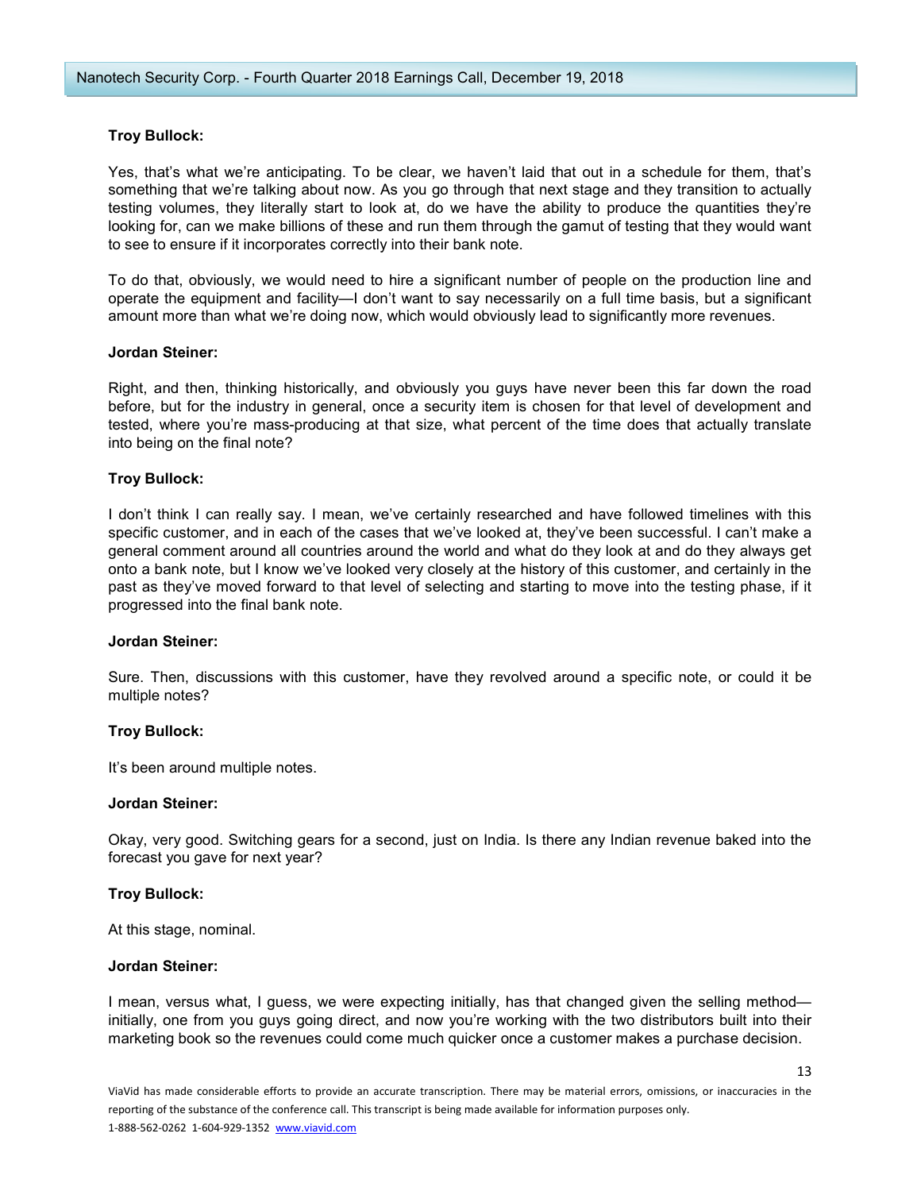**Troy Bullock:**

Yes, that's what we're anticipating. To be clear, we haven't laid that out in a schedule for them, that's something that we're talking about now. As you go through that next stage and they transition to actually testing volumes, they literally start to look at, do we have the ability to produce the quantities they're looking for, can we make billions of these and run them through the gamut of testing that they would want to see to ensure if it incorporates correctly into their bank note.

To do that, obviously, we would need to hire a significant number of people on the production line and operate the equipment and facility—I don't want to say necessarily on a full time basis, but a significant amount more than what we're doing now, which would obviously lead to significantly more revenues.

**Jordan Steiner:**

Right, and then, thinking historically, and obviously you guys have never been this far down the road before, but for the industry in general, once a security item is chosen for that level of development and tested, where you're mass-producing at that size, what percent of the time does that actually translate into being on the final note?

**Troy Bullock:**

I don't think I can really say. I mean, we've certainly researched and have followed timelines with this specific customer, and in each of the cases that we've looked at, they've been successful. I can't make a general comment around all countries around the world and what do they look at and do they always get onto a bank note, but I know we've looked very closely at the history of this customer, and certainly in the past as they've moved forward to that level of selecting and starting to move into the testing phase, if it progressed into the final bank note.

**Jordan Steiner:**

Sure. Then, discussions with this customer, have they revolved around a specific note, or could it be multiple notes?

**Troy Bullock:**

It's been around multiple notes.

**Jordan Steiner:**

Okay, very good. Switching gears for a second, just on India. Is there any Indian revenue baked into the forecast you gave for next year?

**Troy Bullock:**

At this stage, nominal.

**Jordan Steiner:**

I mean, versus what, I guess, we were expecting initially, has that changed given the selling method—initially, one from you guys going direct, and now you're working with the two distributors built into their marketing book so the revenues could come much quicker once a customer makes a purchase decision.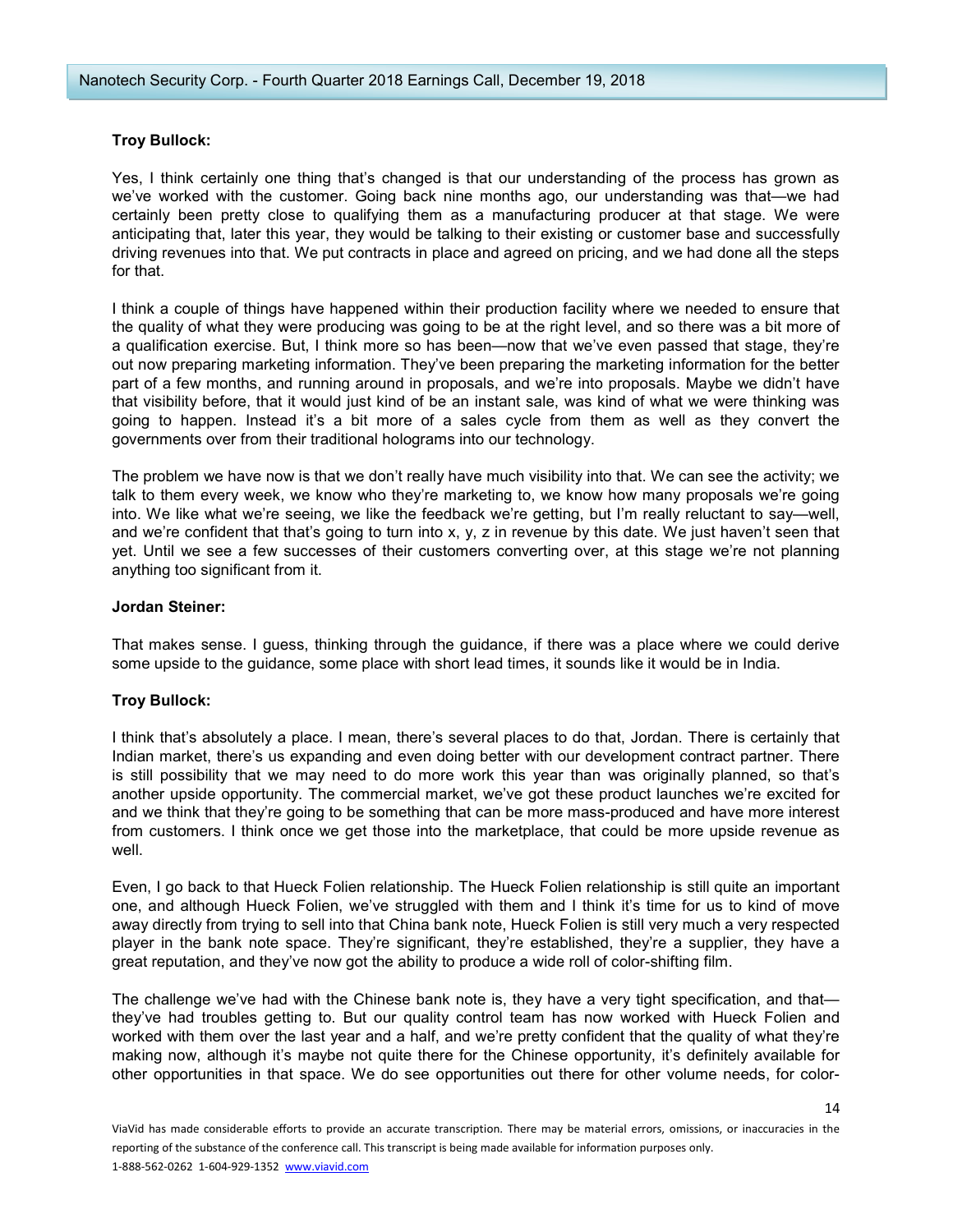**Troy Bullock:**

Yes, I think certainly one thing that's changed is that our understanding of the process has grown as we've worked with the customer. Going back nine months ago, our understanding was that—we had certainly been pretty close to qualifying them as a manufacturing producer at that stage. We were anticipating that, later this year, they would be talking to their existing or customer base and successfully driving revenues into that. We put contracts in place and agreed on pricing, and we had done all the steps for that.

I think a couple of things have happened within their production facility where we needed to ensure that the quality of what they were producing was going to be at the right level, and so there was a bit more of a qualification exercise. But, I think more so has been—now that we've even passed that stage, they're out now preparing marketing information. They've been preparing the marketing information for the better part of a few months, and running around in proposals, and we're into proposals. Maybe we didn't have that visibility before, that it would just kind of be an instant sale, was kind of what we were thinking was going to happen. Instead it's a bit more of a sales cycle from them as well as they convert the governments over from their traditional holograms into our technology.

The problem we have now is that we don't really have much visibility into that. We can see the activity; we talk to them every week, we know who they're marketing to, we know how many proposals we're going into. We like what we're seeing, we like the feedback we're getting, but I'm really reluctant to say—well, and we're confident that that's going to turn into x, y, z in revenue by this date. We just haven't seen that yet. Until we see a few successes of their customers converting over, at this stage we're not planning anything too significant from it.

**Jordan Steiner:**

That makes sense. I guess, thinking through the guidance, if there was a place where we could derive some upside to the guidance, some place with short lead times, it sounds like it would be in India.

**Troy Bullock:**

I think that's absolutely a place. I mean, there's several places to do that, Jordan. There is certainly that Indian market, there's us expanding and even doing better with our development contract partner. There is still possibility that we may need to do more work this year than was originally planned, so that's another upside opportunity. The commercial market, we've got these product launches we're excited for and we think that they're going to be something that can be more mass-produced and have more interest from customers. I think once we get those into the marketplace, that could be more upside revenue as well.

Even, I go back to that Hueck Folien relationship. The Hueck Folien relationship is still quite an important one, and although Hueck Folien, we've struggled with them and I think it's time for us to kind of move away directly from trying to sell into that China bank note, Hueck Folien is still very much a very respected player in the bank note space. They're significant, they're established, they're a supplier, they have a great reputation, and they've now got the ability to produce a wide roll of color-shifting film.

The challenge we've had with the Chinese bank note is, they have a very tight specification, and that—they've had troubles getting to. But our quality control team has now worked with Hueck Folien and worked with them over the last year and a half, and we're pretty confident that the quality of what they're making now, although it's maybe not quite there for the Chinese opportunity, it's definitely available for other opportunities in that space. We do see opportunities out there for other volume needs, for color-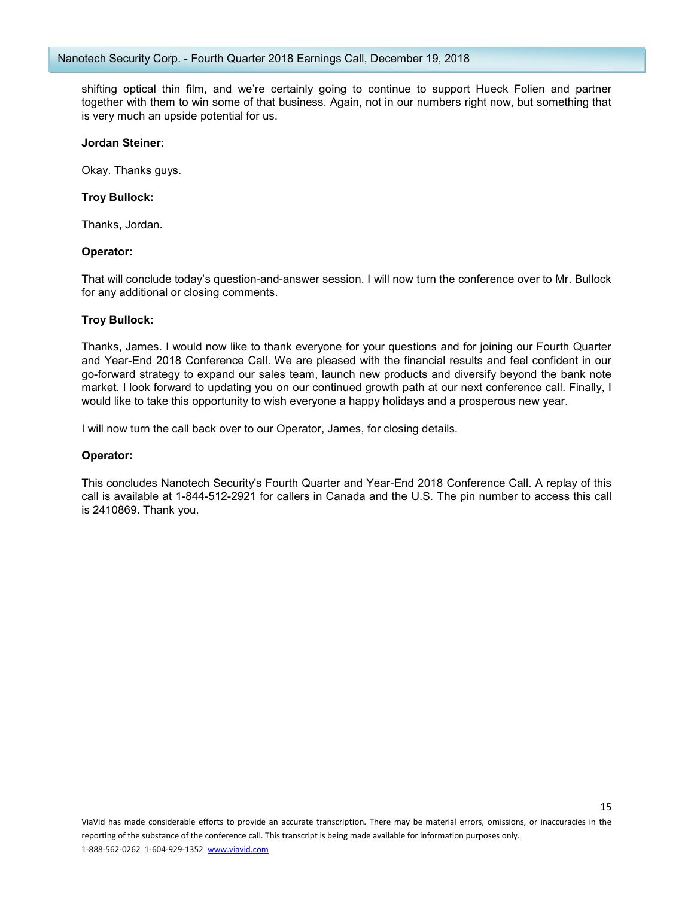shifting optical thin film, and we're certainly going to continue to support Hueck Folien and partner together with them to win some of that business. Again, not in our numbers right now, but something that is very much an upside potential for us.

**Jordan Steiner:**

Okay. Thanks guys.

**Troy Bullock:**

Thanks, Jordan.

**Operator:**

That will conclude today's question-and-answer session. I will now turn the conference over to Mr. Bullock for any additional or closing comments.

**Troy Bullock:**

Thanks, James. I would now like to thank everyone for your questions and for joining our Fourth Quarter and Year-End 2018 Conference Call. We are pleased with the financial results and feel confident in our go-forward strategy to expand our sales team, launch new products and diversify beyond the bank note market. I look forward to updating you on our continued growth path at our next conference call. Finally, I would like to take this opportunity to wish everyone a happy holidays and a prosperous new year.

I will now turn the call back over to our Operator, James, for closing details.

**Operator:**

This concludes Nanotech Security's Fourth Quarter and Year-End 2018 Conference Call. A replay of this call is available at 1-844-512-2921 for callers in Canada and the U.S. The pin number to access this call is 2410869. Thank you.